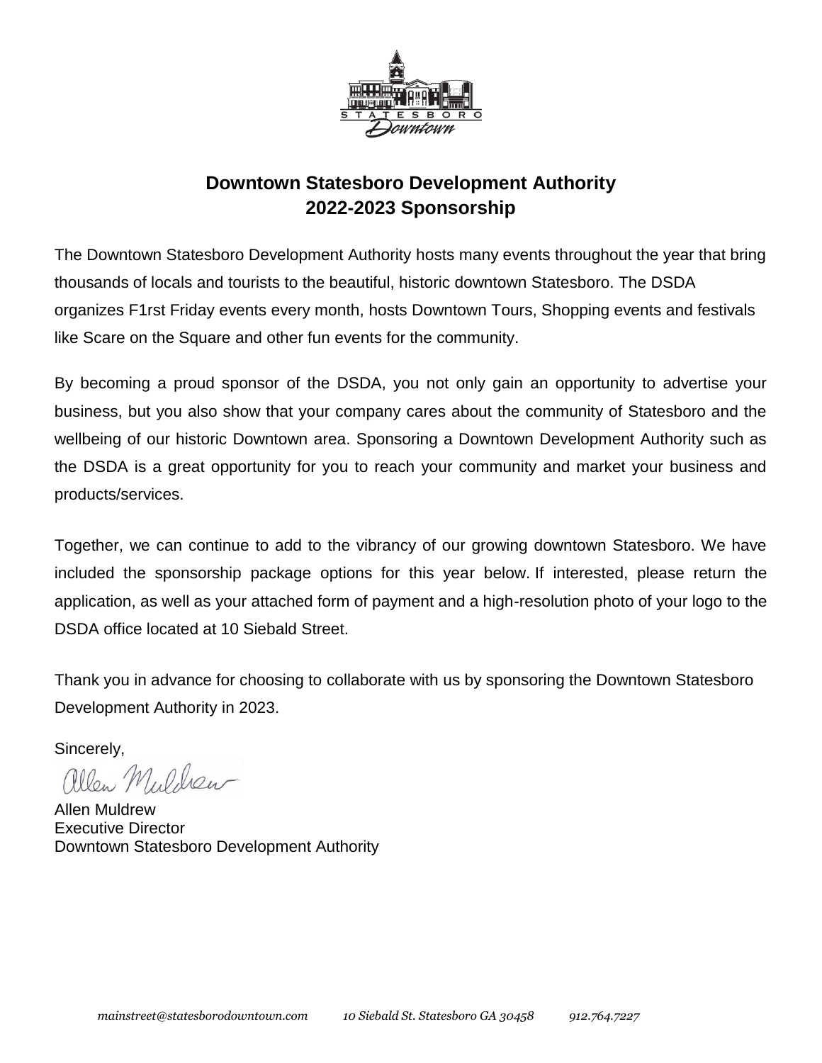# Downtown Statesboro Development Authority
## 2022-2023 Sponsorship

The Downtown Statesboro Development Authority hosts many events throughout the year that bring thousands of locals and tourists to the beautiful, historic downtown Statesboro. The DSDA organizes F1rst Friday events every month, hosts Downtown Tours, Shopping events and festivals like Scare on the Square and other fun events for the community.

By becoming a proud sponsor of the DSDA, you not only gain an opportunity to advertise your business, but you also show that your company cares about the community of Statesboro and the wellbeing of our historic Downtown area. Sponsoring a Downtown Development Authority such as the DSDA is a great opportunity for you to reach your community and market your business and products/services.

Together, we can continue to add to the vibrancy of our growing downtown Statesboro. We have included the sponsorship package options for this year below. If interested, please return the application, as well as your attached form of payment and a high-resolution photo of your logo to the DSDA office located at 10 Siebald Street.

Thank you in advance for choosing to collaborate with us by sponsoring the Downtown Statesboro Development Authority in 2023.

Sincerely,

Allen Muldrew
Executive Director
Downtown Statesboro Development Authority

*mainstreet@statesborodowntown.com 10 Siebald St. Statesboro GA 30458 912.764.7227*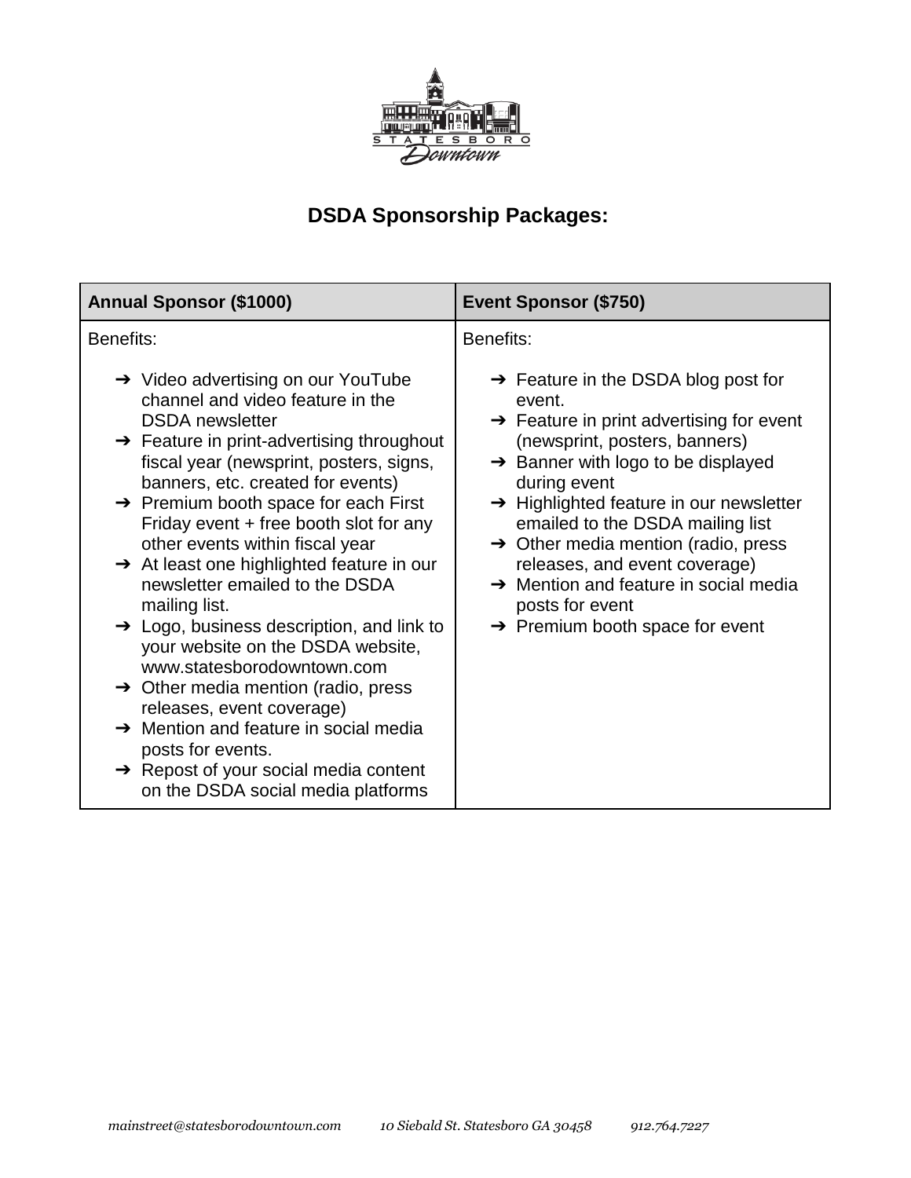## DSDA Sponsorship Packages:

| Annual Sponsor ($1000) | Event Sponsor ($750) |
|---|---|
| Benefits:<br><br>➔ Video advertising on our YouTube channel and video feature in the DSDA newsletter<br>➔ Feature in print-advertising throughout fiscal year (newsprint, posters, signs, banners, etc. created for events)<br>➔ Premium booth space for each First Friday event + free booth slot for any other events within fiscal year<br>➔ At least one highlighted feature in our newsletter emailed to the DSDA mailing list.<br>➔ Logo, business description, and link to your website on the DSDA website, www.statesborodowntown.com<br>➔ Other media mention (radio, press releases, event coverage)<br>➔ Mention and feature in social media posts for events.<br>➔ Repost of your social media content on the DSDA social media platforms | Benefits:<br><br>➔ Feature in the DSDA blog post for event.<br>➔ Feature in print advertising for event (newsprint, posters, banners)<br>➔ Banner with logo to be displayed during event<br>➔ Highlighted feature in our newsletter emailed to the DSDA mailing list<br>➔ Other media mention (radio, press releases, and event coverage)<br>➔ Mention and feature in social media posts for event<br>➔ Premium booth space for event |

*mainstreet@statesborodowntown.com  10 Siebald St. Statesboro GA 30458  912.764.7227*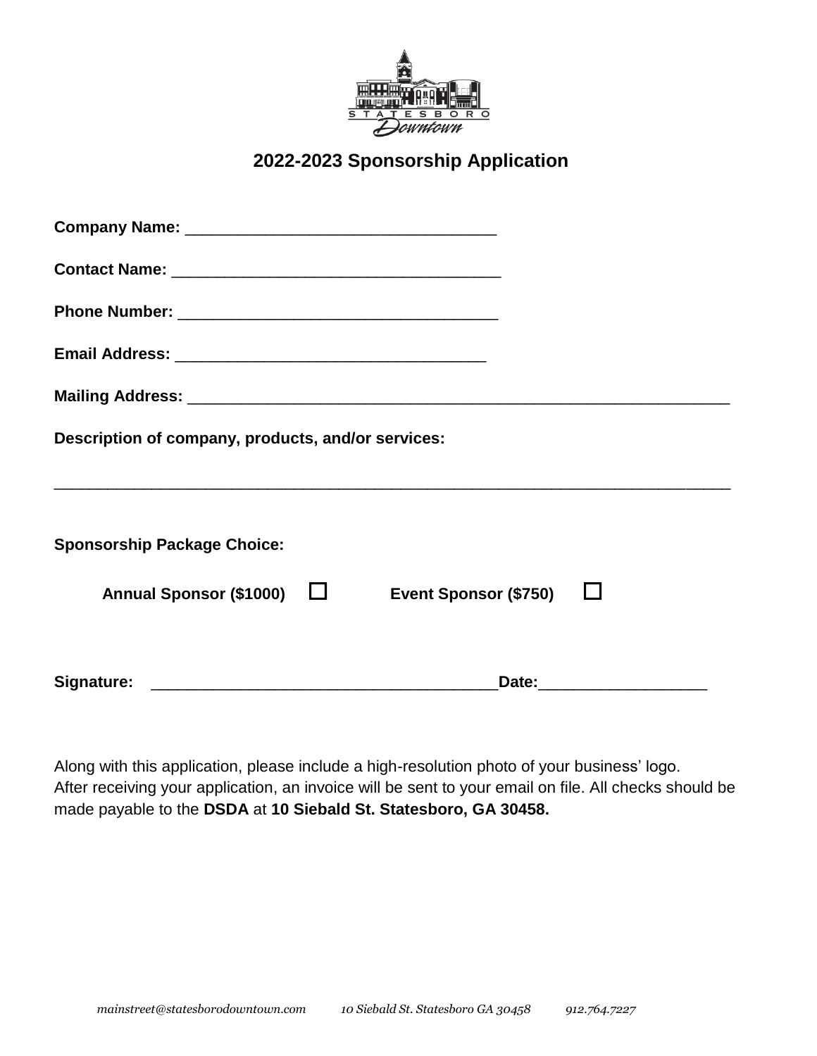## 2022-2023 Sponsorship Application

**Company Name:** ___________________________________

**Contact Name:** ______________________________________

**Phone Number:** _____________________________________

**Email Address:** ____________________________________

**Mailing Address:** ______________________________________________________________

**Description of company, products, and/or services:**

_____________________________________________________________________________

**Sponsorship Package Choice:**

**Annual Sponsor ($1000)** ☐ **Event Sponsor ($750)** ☐

**Signature:** ________________________________________**Date:**___________________

Along with this application, please include a high-resolution photo of your business' logo.
After receiving your application, an invoice will be sent to your email on file. All checks should be made payable to the **DSDA** at **10 Siebald St. Statesboro, GA 30458.**

*mainstreet@statesborodowntown.com 10 Siebald St. Statesboro GA 30458 912.764.7227*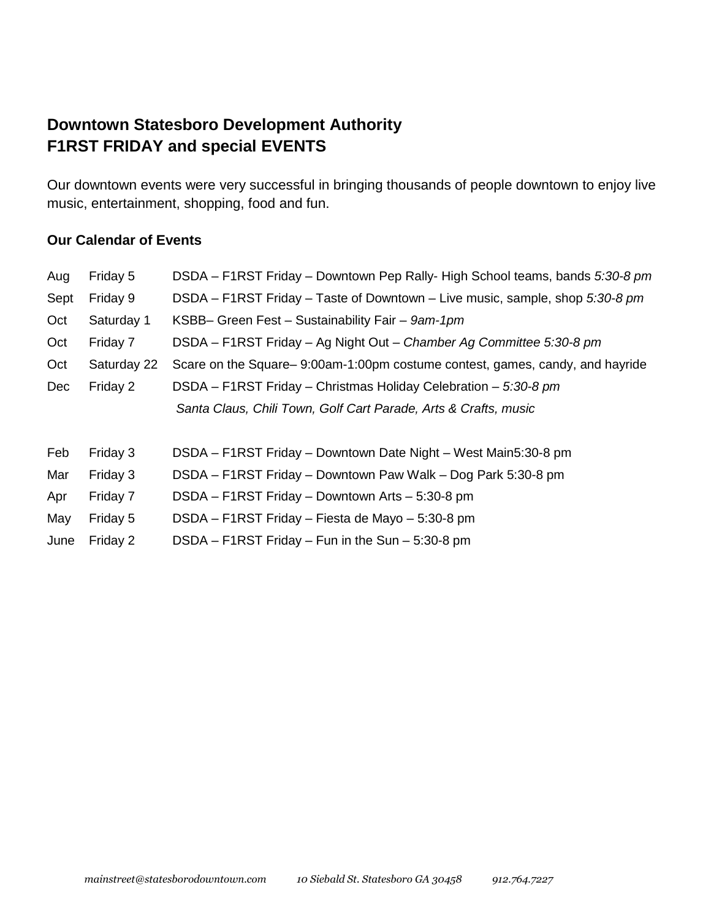## Downtown Statesboro Development Authority
## F1RST FRIDAY and special EVENTS

Our downtown events were very successful in bringing thousands of people downtown to enjoy live music, entertainment, shopping, food and fun.

### Our Calendar of Events

| | | |
|---|---|---|
| Aug | Friday 5 | DSDA – F1RST Friday – Downtown Pep Rally- High School teams, bands *5:30-8 pm* |
| Sept | Friday 9 | DSDA – F1RST Friday – Taste of Downtown – Live music, sample, shop *5:30-8 pm* |
| Oct | Saturday 1 | KSBB– Green Fest – Sustainability Fair – *9am-1pm* |
| Oct | Friday 7 | DSDA – F1RST Friday – Ag Night Out – *Chamber Ag Committee 5:30-8 pm* |
| Oct | Saturday 22 | Scare on the Square– 9:00am-1:00pm costume contest, games, candy, and hayride |
| Dec | Friday 2 | DSDA – F1RST Friday – Christmas Holiday Celebration – *5:30-8 pm* *Santa Claus, Chili Town, Golf Cart Parade, Arts & Crafts, music* |
| Feb | Friday 3 | DSDA – F1RST Friday – Downtown Date Night – West Main5:30-8 pm |
| Mar | Friday 3 | DSDA – F1RST Friday – Downtown Paw Walk – Dog Park 5:30-8 pm |
| Apr | Friday 7 | DSDA – F1RST Friday – Downtown Arts – 5:30-8 pm |
| May | Friday 5 | DSDA – F1RST Friday – Fiesta de Mayo – 5:30-8 pm |
| June | Friday 2 | DSDA – F1RST Friday – Fun in the Sun – 5:30-8 pm |

*mainstreet@statesborodowntown.com 10 Siebald St. Statesboro GA 30458 912.764.7227*